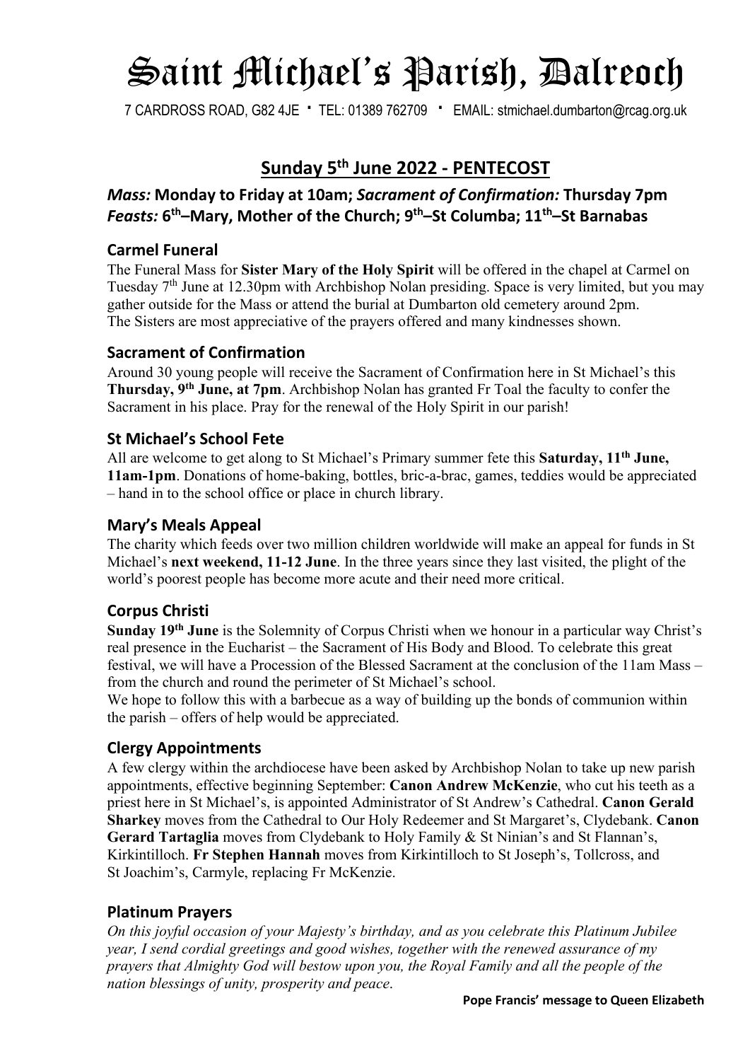# Saint Michael's Parish, Dalreoch

7 CARDROSS ROAD, G82 4JE · TEL: 01389 762709 · EMAIL: stmichael.dumbarton@rcag.org.uk

## Sunday 5th June 2022 - PENTECOST

### *Mass:* Monday to Friday at 10am; *Sacrament of Confirmation:* Thursday 7pm
### *Feasts:* 6th–Mary, Mother of the Church; 9th–St Columba; 11th–St Barnabas

### Carmel Funeral

The Funeral Mass for **Sister Mary of the Holy Spirit** will be offered in the chapel at Carmel on Tuesday 7th June at 12.30pm with Archbishop Nolan presiding. Space is very limited, but you may gather outside for the Mass or attend the burial at Dumbarton old cemetery around 2pm.
The Sisters are most appreciative of the prayers offered and many kindnesses shown.

### Sacrament of Confirmation

Around 30 young people will receive the Sacrament of Confirmation here in St Michael's this **Thursday, 9th June, at 7pm**. Archbishop Nolan has granted Fr Toal the faculty to confer the Sacrament in his place. Pray for the renewal of the Holy Spirit in our parish!

### St Michael's School Fete

All are welcome to get along to St Michael's Primary summer fete this **Saturday, 11th June, 11am-1pm**. Donations of home-baking, bottles, bric-a-brac, games, teddies would be appreciated – hand in to the school office or place in church library.

### Mary's Meals Appeal

The charity which feeds over two million children worldwide will make an appeal for funds in St Michael's **next weekend, 11-12 June**. In the three years since they last visited, the plight of the world's poorest people has become more acute and their need more critical.

### Corpus Christi

**Sunday 19th June** is the Solemnity of Corpus Christi when we honour in a particular way Christ's real presence in the Eucharist – the Sacrament of His Body and Blood. To celebrate this great festival, we will have a Procession of the Blessed Sacrament at the conclusion of the 11am Mass – from the church and round the perimeter of St Michael's school.
We hope to follow this with a barbecue as a way of building up the bonds of communion within the parish – offers of help would be appreciated.

### Clergy Appointments

A few clergy within the archdiocese have been asked by Archbishop Nolan to take up new parish appointments, effective beginning September: **Canon Andrew McKenzie**, who cut his teeth as a priest here in St Michael's, is appointed Administrator of St Andrew's Cathedral. **Canon Gerald Sharkey** moves from the Cathedral to Our Holy Redeemer and St Margaret's, Clydebank. **Canon Gerard Tartaglia** moves from Clydebank to Holy Family & St Ninian's and St Flannan's, Kirkintilloch. **Fr Stephen Hannah** moves from Kirkintilloch to St Joseph's, Tollcross, and St Joachim's, Carmyle, replacing Fr McKenzie.

### Platinum Prayers

*On this joyful occasion of your Majesty's birthday, and as you celebrate this Platinum Jubilee year, I send cordial greetings and good wishes, together with the renewed assurance of my prayers that Almighty God will bestow upon you, the Royal Family and all the people of the nation blessings of unity, prosperity and peace.*

**Pope Francis' message to Queen Elizabeth**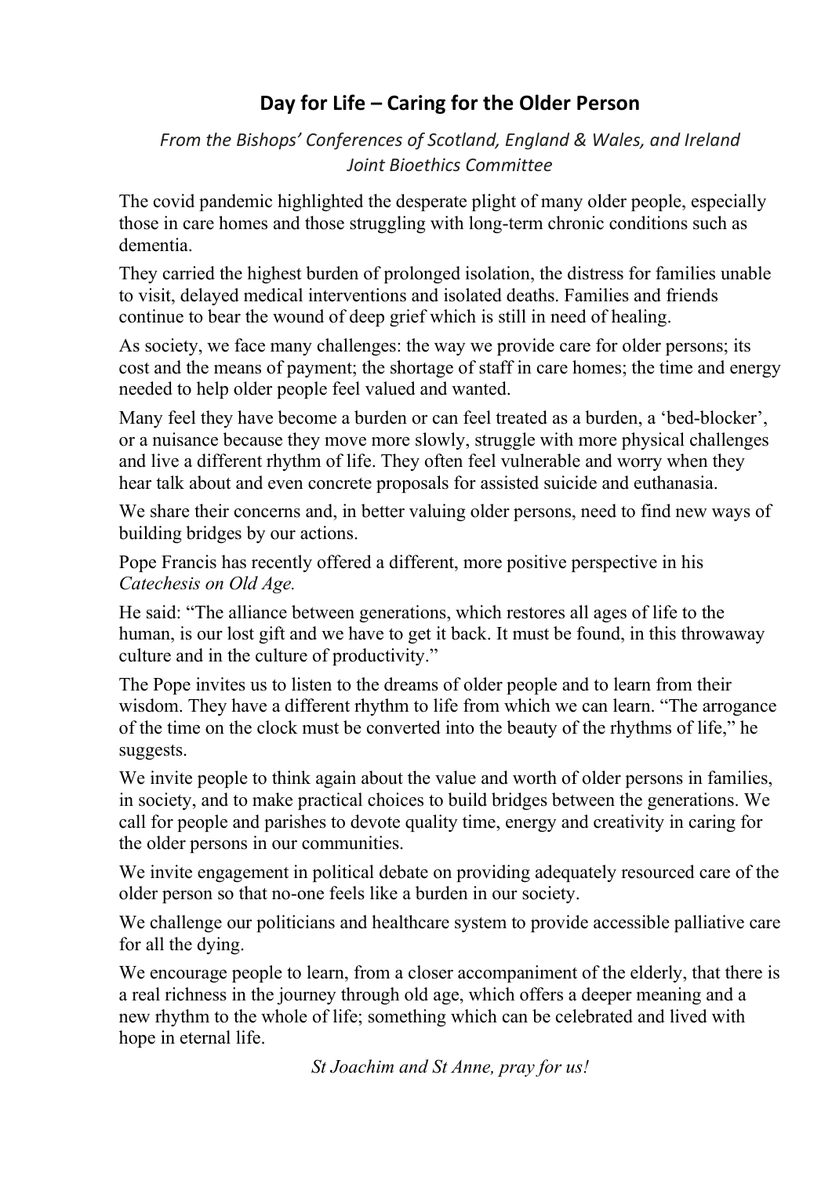# Day for Life – Caring for the Older Person

*From the Bishops' Conferences of Scotland, England & Wales, and Ireland*
*Joint Bioethics Committee*

The covid pandemic highlighted the desperate plight of many older people, especially those in care homes and those struggling with long-term chronic conditions such as dementia.

They carried the highest burden of prolonged isolation, the distress for families unable to visit, delayed medical interventions and isolated deaths. Families and friends continue to bear the wound of deep grief which is still in need of healing.

As society, we face many challenges: the way we provide care for older persons; its cost and the means of payment; the shortage of staff in care homes; the time and energy needed to help older people feel valued and wanted.

Many feel they have become a burden or can feel treated as a burden, a 'bed-blocker', or a nuisance because they move more slowly, struggle with more physical challenges and live a different rhythm of life. They often feel vulnerable and worry when they hear talk about and even concrete proposals for assisted suicide and euthanasia.

We share their concerns and, in better valuing older persons, need to find new ways of building bridges by our actions.

Pope Francis has recently offered a different, more positive perspective in his *Catechesis on Old Age.*

He said: "The alliance between generations, which restores all ages of life to the human, is our lost gift and we have to get it back. It must be found, in this throwaway culture and in the culture of productivity."

The Pope invites us to listen to the dreams of older people and to learn from their wisdom. They have a different rhythm to life from which we can learn. "The arrogance of the time on the clock must be converted into the beauty of the rhythms of life," he suggests.

We invite people to think again about the value and worth of older persons in families, in society, and to make practical choices to build bridges between the generations. We call for people and parishes to devote quality time, energy and creativity in caring for the older persons in our communities.

We invite engagement in political debate on providing adequately resourced care of the older person so that no-one feels like a burden in our society.

We challenge our politicians and healthcare system to provide accessible palliative care for all the dying.

We encourage people to learn, from a closer accompaniment of the elderly, that there is a real richness in the journey through old age, which offers a deeper meaning and a new rhythm to the whole of life; something which can be celebrated and lived with hope in eternal life.

*St Joachim and St Anne, pray for us!*